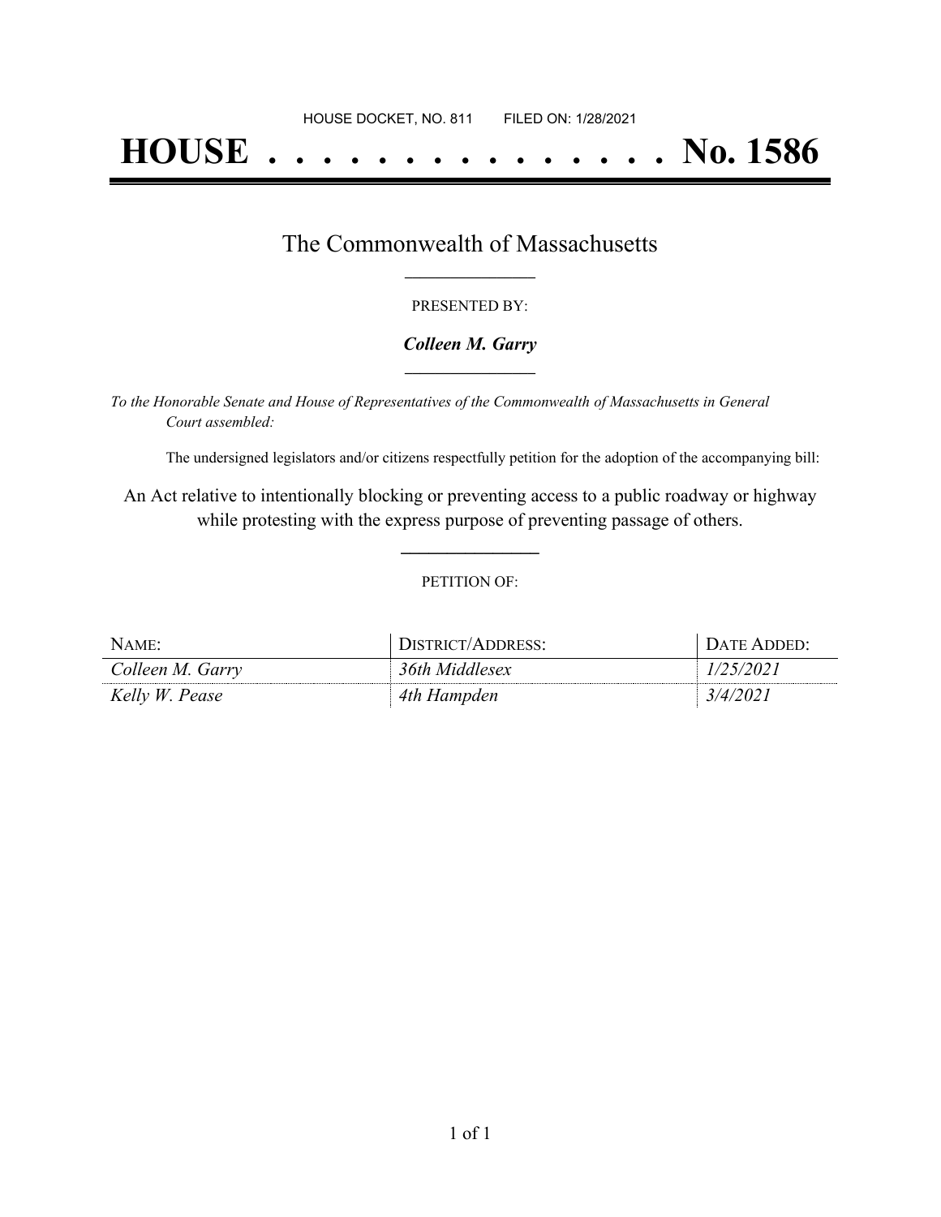HOUSE DOCKET, NO. 811        FILED ON: 1/28/2021

# HOUSE . . . . . . . . . . . . . . . No. 1586

## The Commonwealth of Massachusetts

PRESENTED BY:

***Colleen M. Garry***

*To the Honorable Senate and House of Representatives of the Commonwealth of Massachusetts in General Court assembled:*

The undersigned legislators and/or citizens respectfully petition for the adoption of the accompanying bill:

An Act relative to intentionally blocking or preventing access to a public roadway or highway while protesting with the express purpose of preventing passage of others.

PETITION OF:

| NAME: | DISTRICT/ADDRESS: | DATE ADDED: |
| --- | --- | --- |
| *Colleen M. Garry* | *36th Middlesex* | *1/25/2021* |
| *Kelly W. Pease* | *4th Hampden* | *3/4/2021* |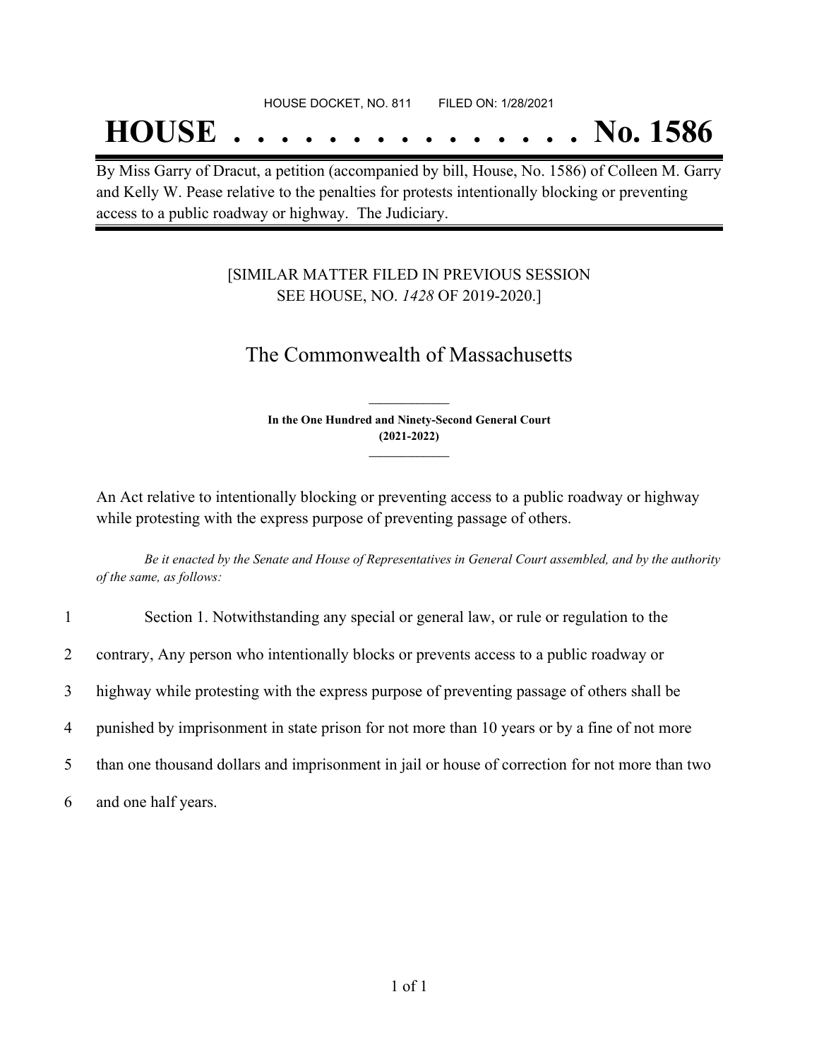HOUSE DOCKET, NO. 811        FILED ON: 1/28/2021

# HOUSE . . . . . . . . . . . . . . . No. 1586

By Miss Garry of Dracut, a petition (accompanied by bill, House, No. 1586) of Colleen M. Garry and Kelly W. Pease relative to the penalties for protests intentionally blocking or preventing access to a public roadway or highway. The Judiciary.

[SIMILAR MATTER FILED IN PREVIOUS SESSION
SEE HOUSE, NO. *1428* OF 2019-2020.]

## The Commonwealth of Massachusetts

**In the One Hundred and Ninety-Second General Court**
**(2021-2022)**

An Act relative to intentionally blocking or preventing access to a public roadway or highway while protesting with the express purpose of preventing passage of others.

*Be it enacted by the Senate and House of Representatives in General Court assembled, and by the authority of the same, as follows:*

1 Section 1. Notwithstanding any special or general law, or rule or regulation to the
2 contrary, Any person who intentionally blocks or prevents access to a public roadway or
3 highway while protesting with the express purpose of preventing passage of others shall be
4 punished by imprisonment in state prison for not more than 10 years or by a fine of not more
5 than one thousand dollars and imprisonment in jail or house of correction for not more than two
6 and one half years.